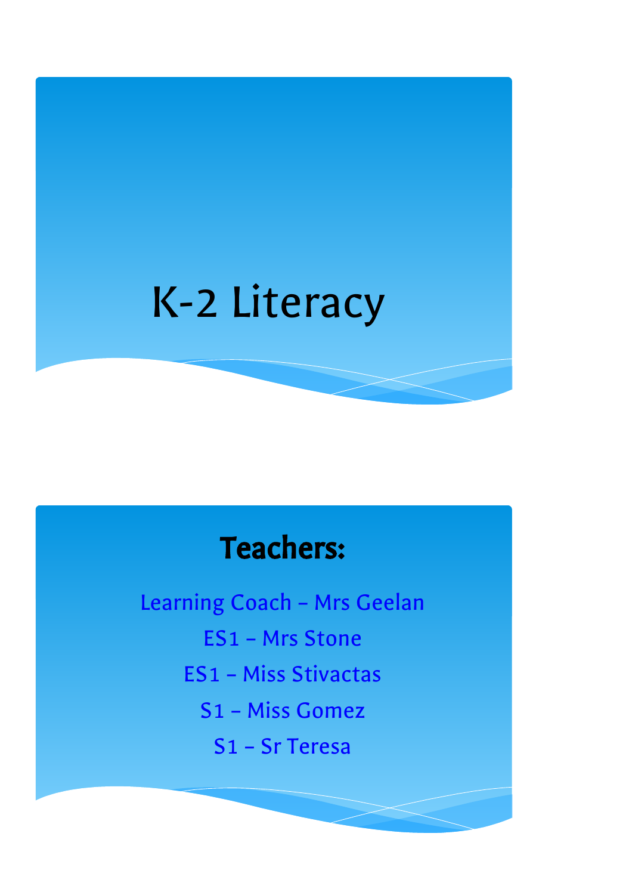# K-2 Literacy

## Teachers:

Learning Coach – Mrs Geelan

ES1 – Mrs Stone

ES1 – Miss Stivactas

S1 – Miss Gomez

S1 – Sr Teresa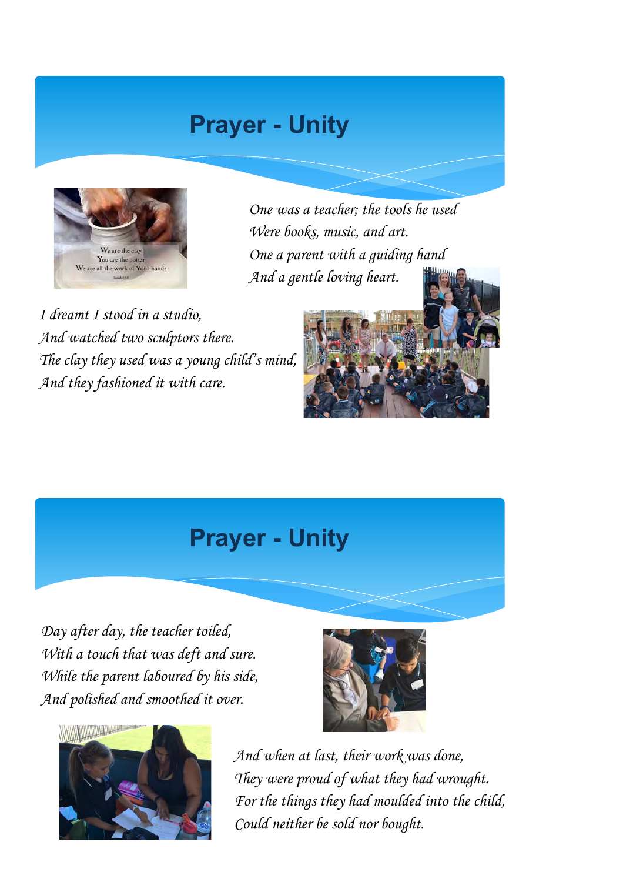# Prayer - Unity

*One was a teacher; the tools he used*
*Were books, music, and art.*
*One a parent with a guiding hand*
*And a gentle loving heart.*

*I dreamt I stood in a studio,*
*And watched two sculptors there.*
*The clay they used was a young child's mind,*
*And they fashioned it with care.*

# Prayer - Unity

*Day after day, the teacher toiled,*
*With a touch that was deft and sure.*
*While the parent laboured by his side,*
*And polished and smoothed it over.*

*And when at last, their work was done,*
*They were proud of what they had wrought.*
*For the things they had moulded into the child,*
*Could neither be sold nor bought.*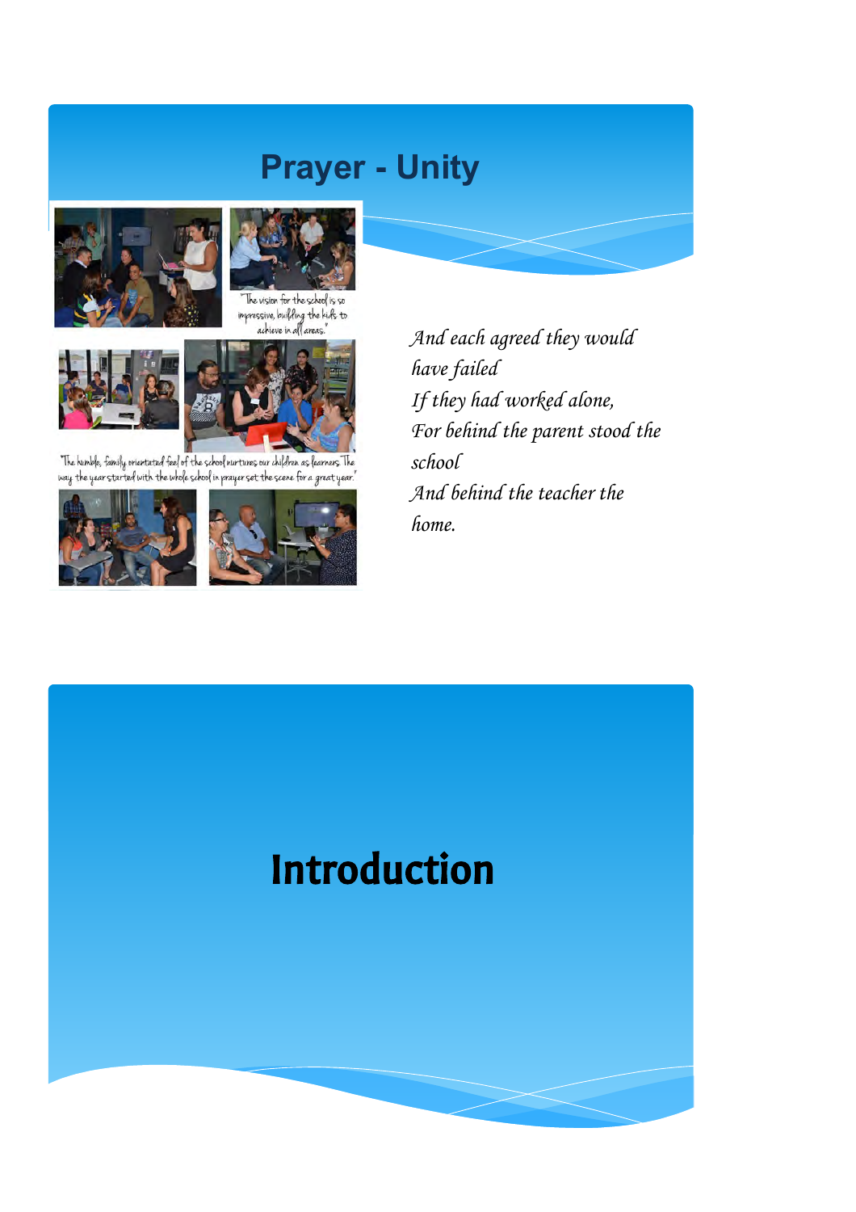# Prayer - Unity

"The vision for the school is so impressive, building the kids to achieve in all areas."

"The humble, family orientated feel of the school nurtures our children as learners. The way the year started with the whole school in prayer set the scene for a great year."

*And each agreed they would have failed*
*If they had worked alone,*
*For behind the parent stood the school*
*And behind the teacher the home.*

# Introduction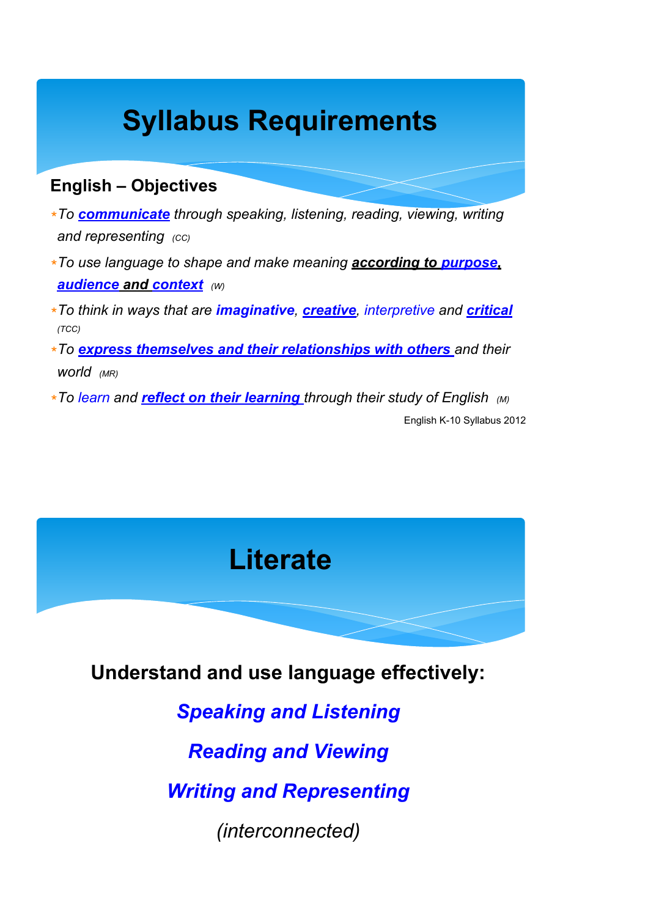# Syllabus Requirements

## English – Objectives

- *To **communicate** through speaking, listening, reading, viewing, writing and representing* *(CC)*
- *To use language to shape and make meaning **according to purpose, audience and context*** *(W)*
- *To think in ways that are **imaginative**, **creative**, interpretive and **critical*** *(TCC)*
- *To **express themselves and their relationships with others** and their world* *(MR)*
- *To learn and **reflect on their learning** through their study of English* *(M)*

English K-10 Syllabus 2012

# Literate

**Understand and use language effectively:**

***Speaking and Listening***

***Reading and Viewing***

***Writing and Representing***

*(interconnected)*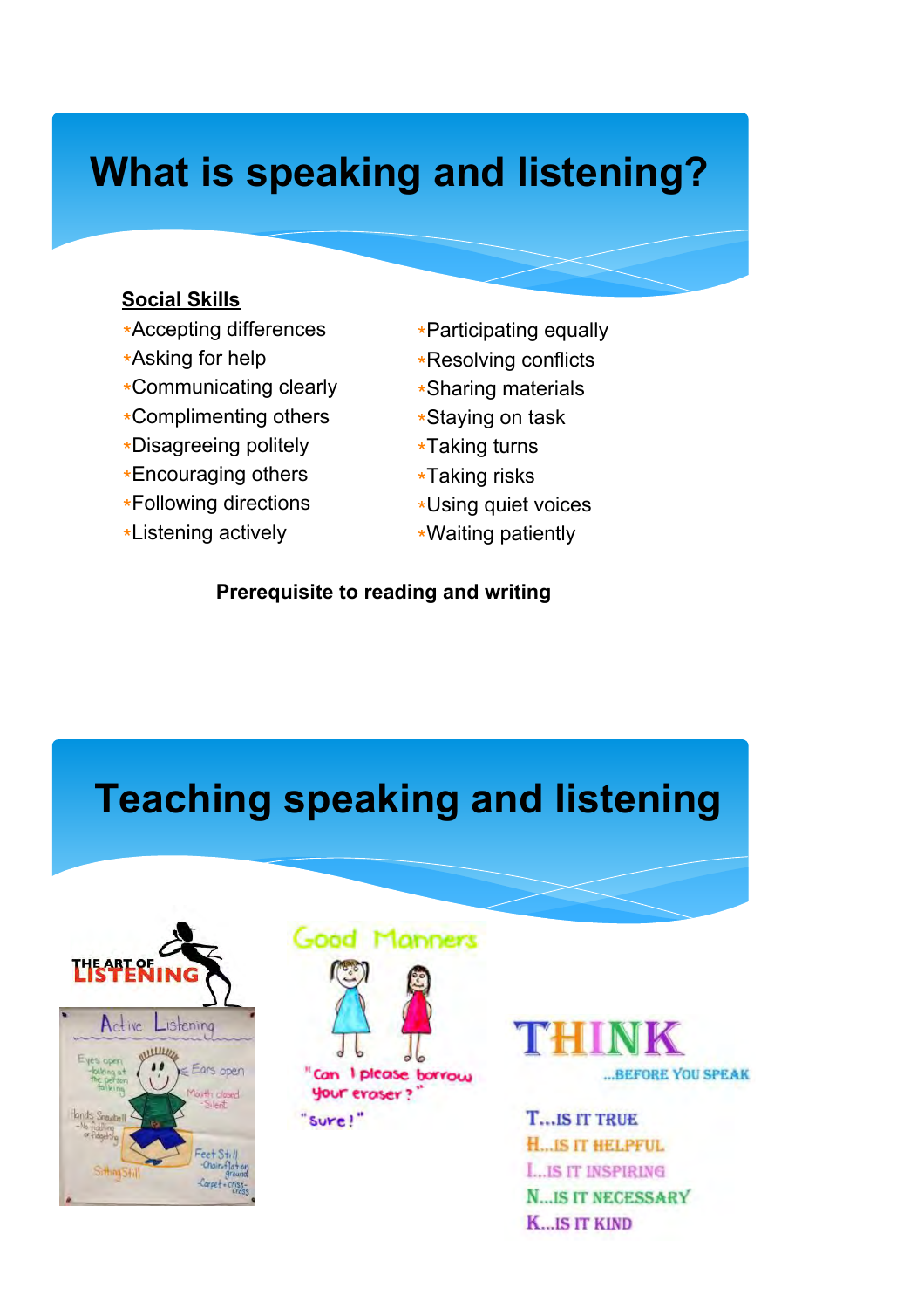# What is speaking and listening?

**Social Skills**

- Accepting differences
- Asking for help
- Communicating clearly
- Complimenting others
- Disagreeing politely
- Encouraging others
- Following directions
- Listening actively
- Participating equally
- Resolving conflicts
- Sharing materials
- Staying on task
- Taking turns
- Taking risks
- Using quiet voices
- Waiting patiently

**Prerequisite to reading and writing**

# Teaching speaking and listening

THE ART OF LISTENING

Active Listening

Good Manners

"Can I please borrow your eraser?"

"Sure!"

THINK ...BEFORE YOU SPEAK

T...IS IT TRUE
H...IS IT HELPFUL
I...IS IT INSPIRING
N...IS IT NECESSARY
K...IS IT KIND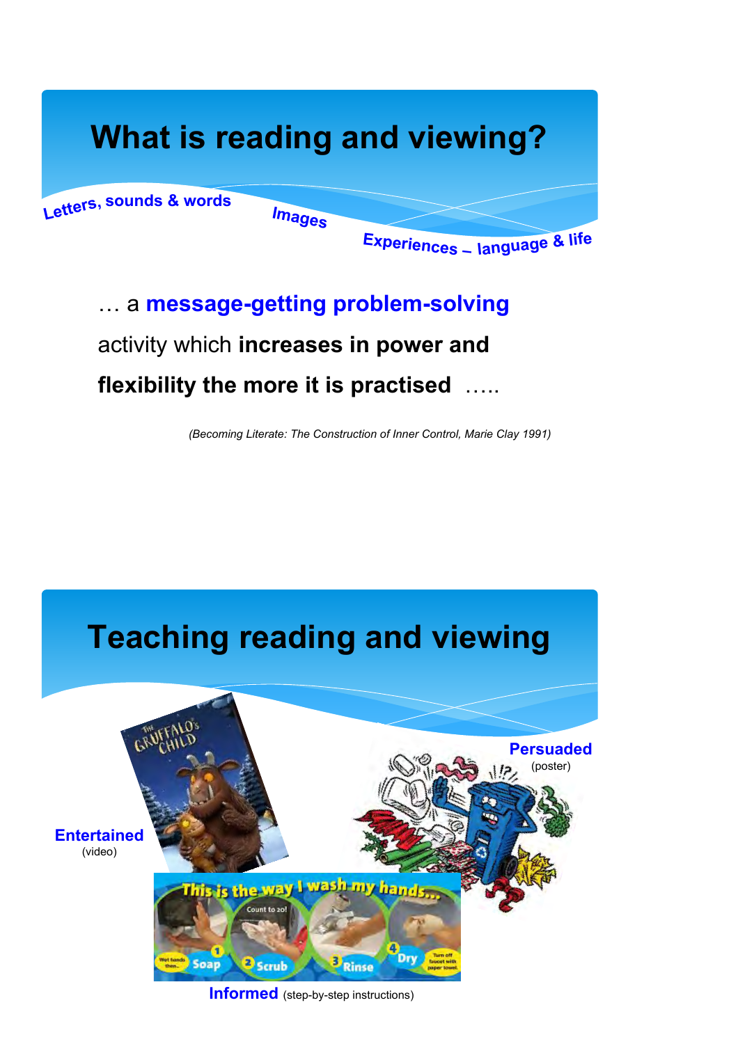# What is reading and viewing?

Letters, sounds & words

Images

Experiences – language & life

… a **message-getting problem-solving** activity which **increases in power and flexibility the more it is practised** …..

*(Becoming Literate: The Construction of Inner Control, Marie Clay 1991)*

# Teaching reading and viewing

**Entertained** (video)

**Persuaded** (poster)

**Informed** (step-by-step instructions)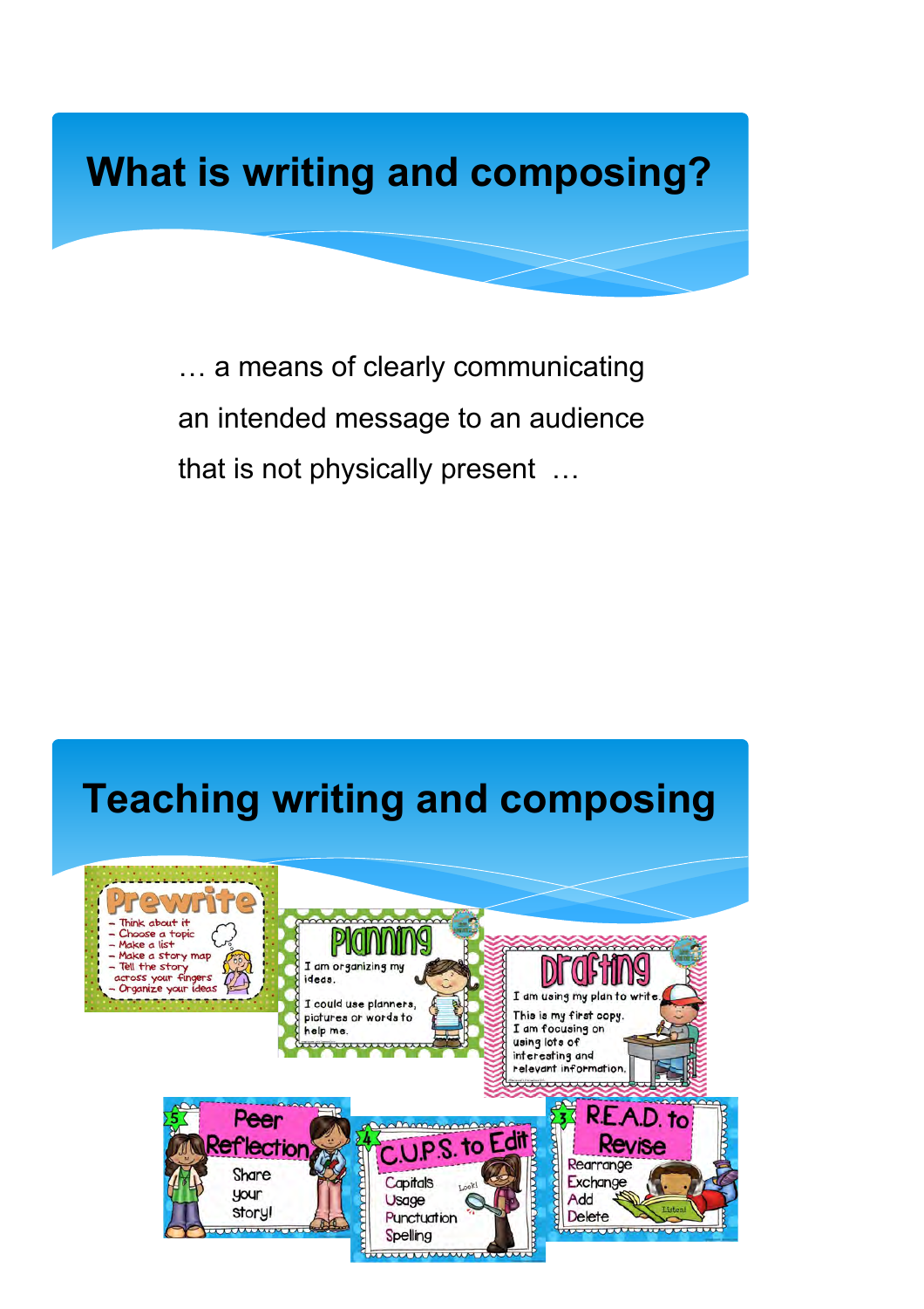# What is writing and composing?

… a means of clearly communicating an intended message to an audience that is not physically present …

# Teaching writing and composing

**Prewrite**
- Think about it
- Choose a topic
- Make a list
- Make a story map
- Tell the story across your fingers
- Organize your ideas

**Planning**

I am organizing my ideas.

I could use planners, pictures or words to help me.

**Drafting**

I am using my plan to write.

This is my first copy. I am focusing on using lots of interesting and relevant information.

**3 R.E.A.D. to Revise**
- Rearrange
- Exchange
- Add
- Delete

**4 C.U.P.S. to Edit**
- Capitals
- Usage
- Punctuation
- Spelling

**5 Peer Reflection**

Share your story!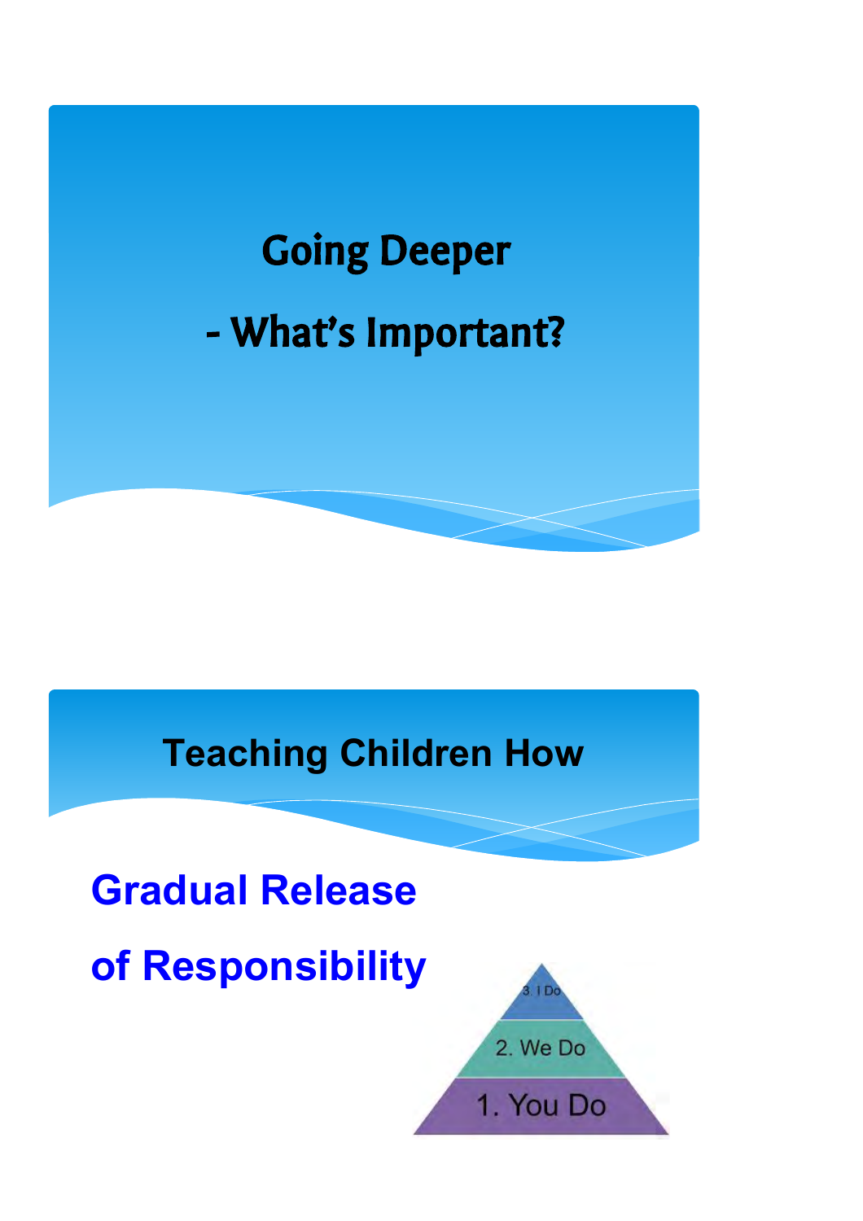# Going Deeper

# - What's Important?

## Teaching Children How

**Gradual Release**

**of Responsibility**

3. I Do

2. We Do

1. You Do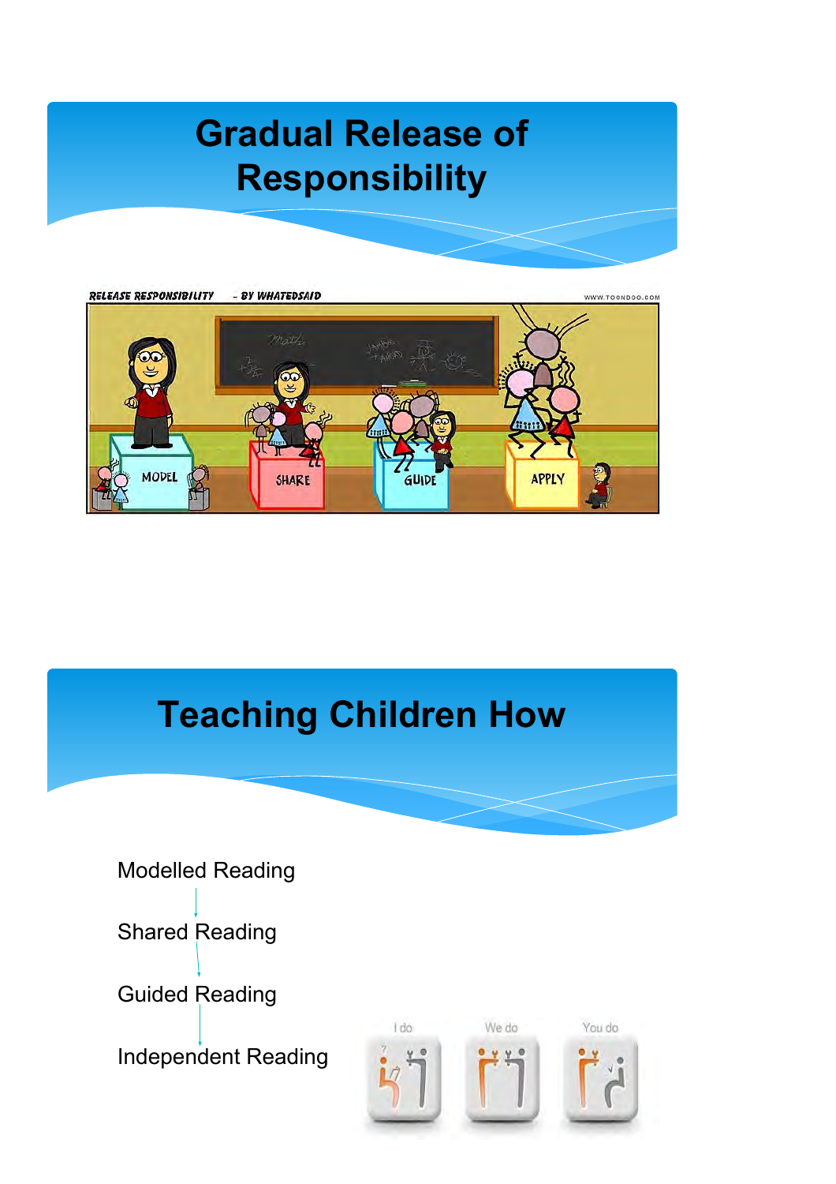# Gradual Release of Responsibility

# Teaching Children How

Modelled Reading

Shared Reading

Guided Reading

Independent Reading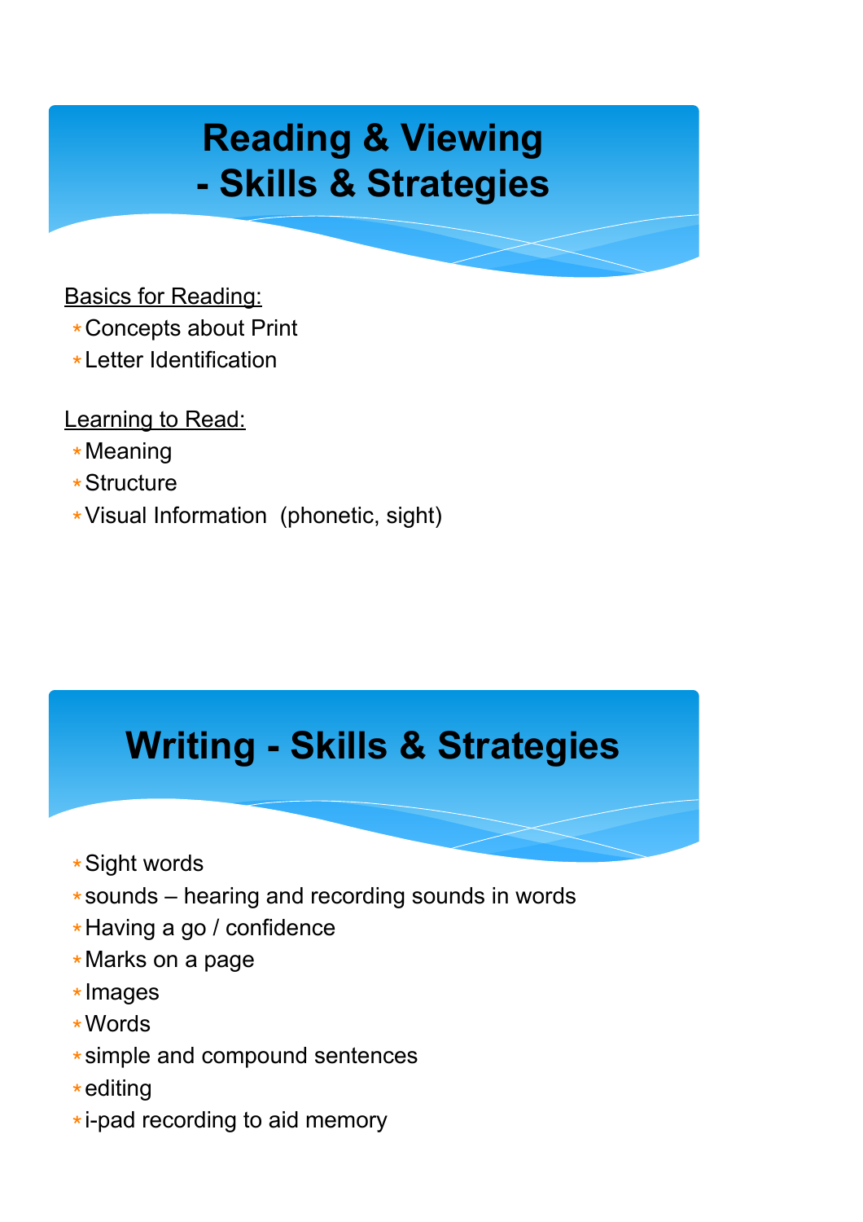# Reading & Viewing - Skills & Strategies

Basics for Reading:

- Concepts about Print
- Letter Identification

Learning to Read:

- Meaning
- Structure
- Visual Information (phonetic, sight)

# Writing - Skills & Strategies

- Sight words
- sounds – hearing and recording sounds in words
- Having a go / confidence
- Marks on a page
- Images
- Words
- simple and compound sentences
- editing
- i-pad recording to aid memory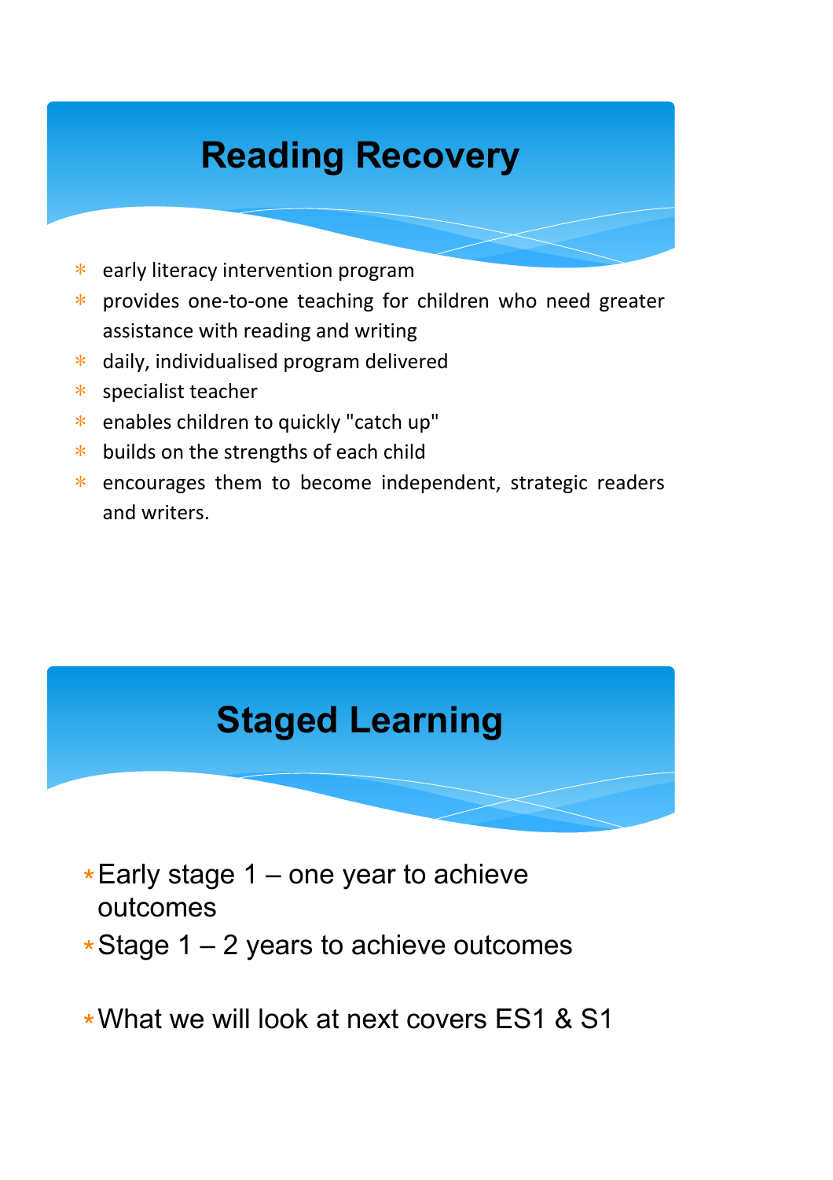## Reading Recovery

- early literacy intervention program
- provides one-to-one teaching for children who need greater assistance with reading and writing
- daily, individualised program delivered
- specialist teacher
- enables children to quickly "catch up"
- builds on the strengths of each child
- encourages them to become independent, strategic readers and writers.

## Staged Learning

- Early stage 1 – one year to achieve outcomes
- Stage 1 – 2 years to achieve outcomes

- What we will look at next covers ES1 & S1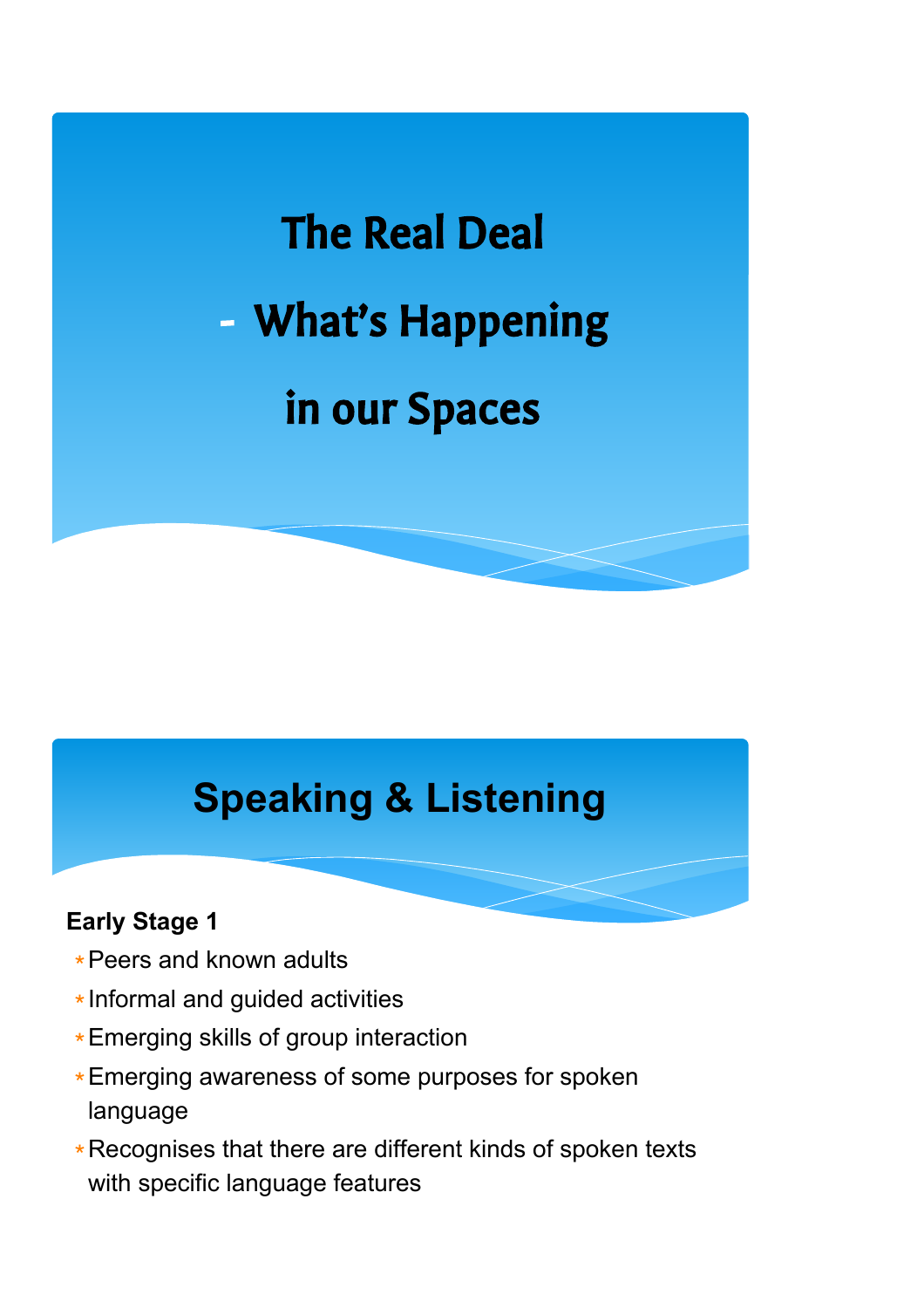# The Real Deal

# - What's Happening in our Spaces

## Speaking & Listening

**Early Stage 1**

- Peers and known adults
- Informal and guided activities
- Emerging skills of group interaction
- Emerging awareness of some purposes for spoken language
- Recognises that there are different kinds of spoken texts with specific language features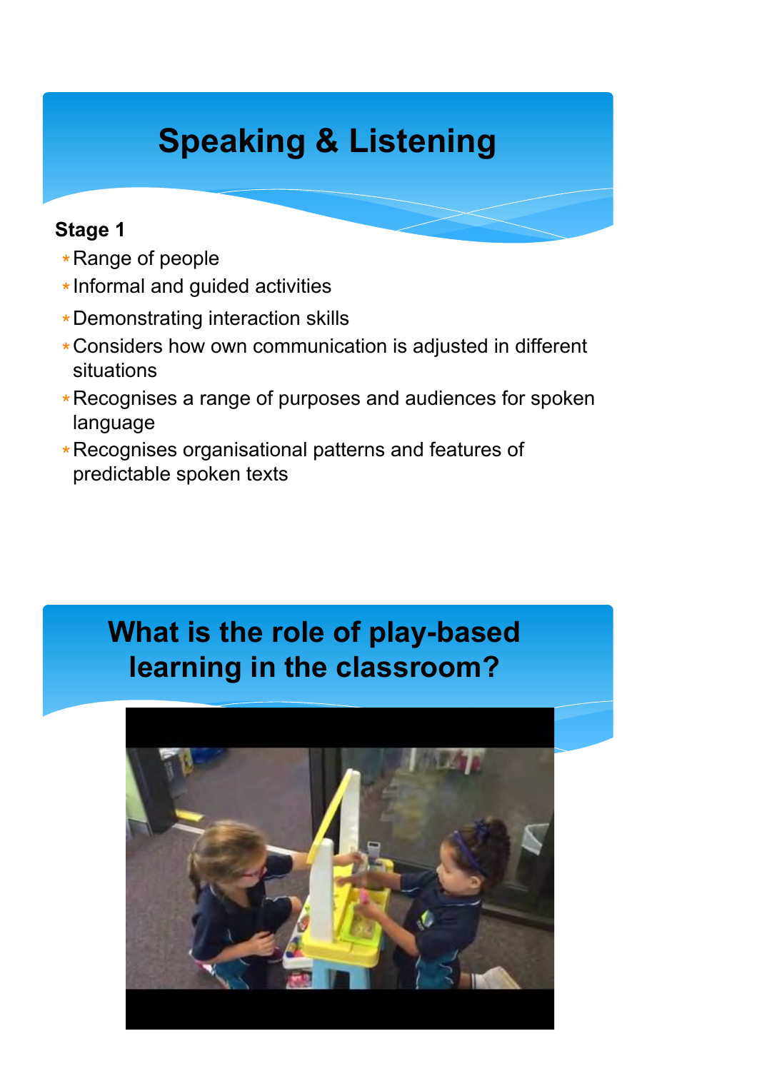# Speaking & Listening

**Stage 1**

- Range of people
- Informal and guided activities
- Demonstrating interaction skills
- Considers how own communication is adjusted in different situations
- Recognises a range of purposes and audiences for spoken language
- Recognises organisational patterns and features of predictable spoken texts

# What is the role of play-based learning in the classroom?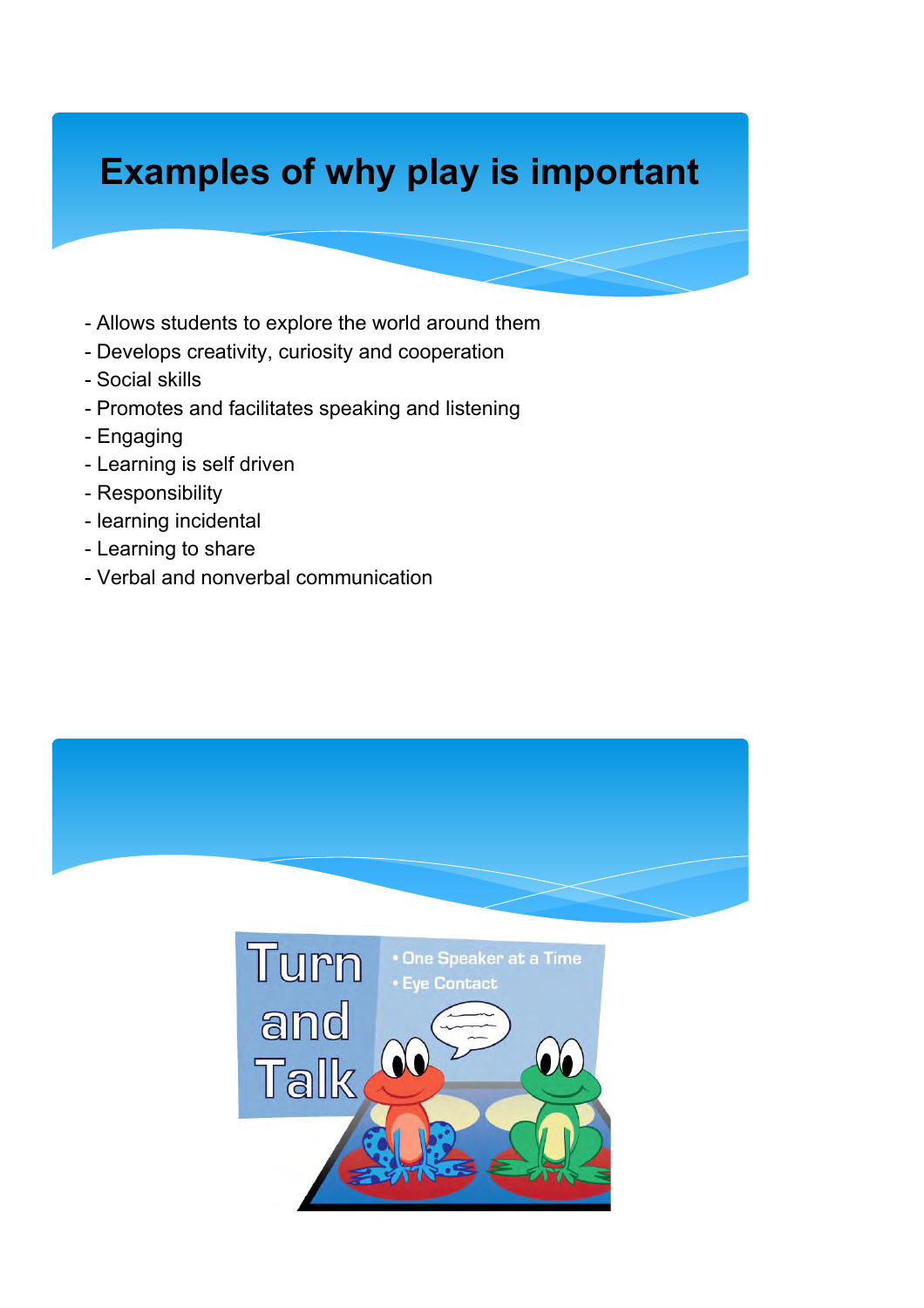# Examples of why play is important

- Allows students to explore the world around them
- Develops creativity, curiosity and cooperation
- Social skills
- Promotes and facilitates speaking and listening
- Engaging
- Learning is self driven
- Responsibility
- learning incidental
- Learning to share
- Verbal and nonverbal communication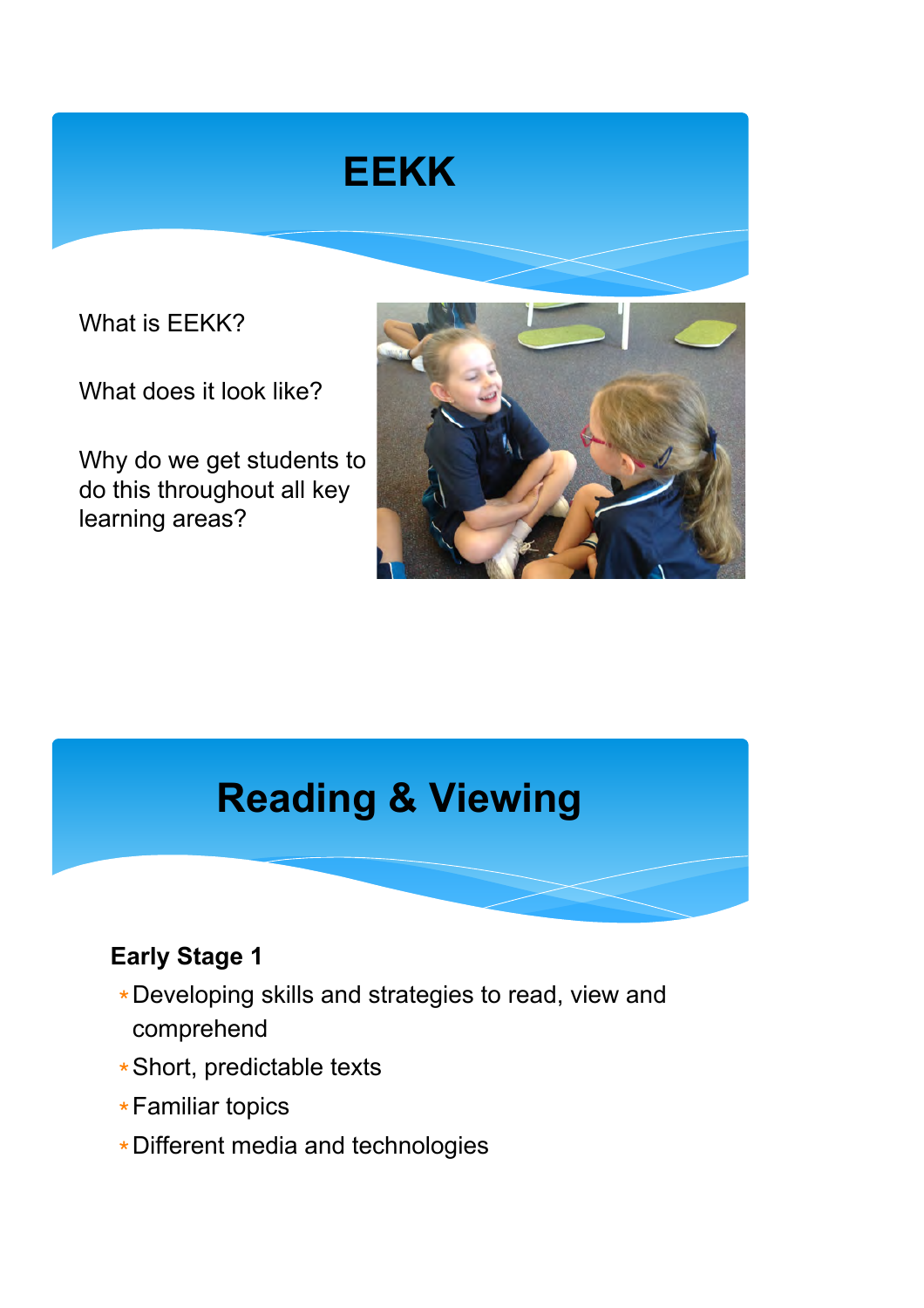# EEKK

What is EEKK?

What does it look like?

Why do we get students to do this throughout all key learning areas?

# Reading & Viewing

**Early Stage 1**

- Developing skills and strategies to read, view and comprehend
- Short, predictable texts
- Familiar topics
- Different media and technologies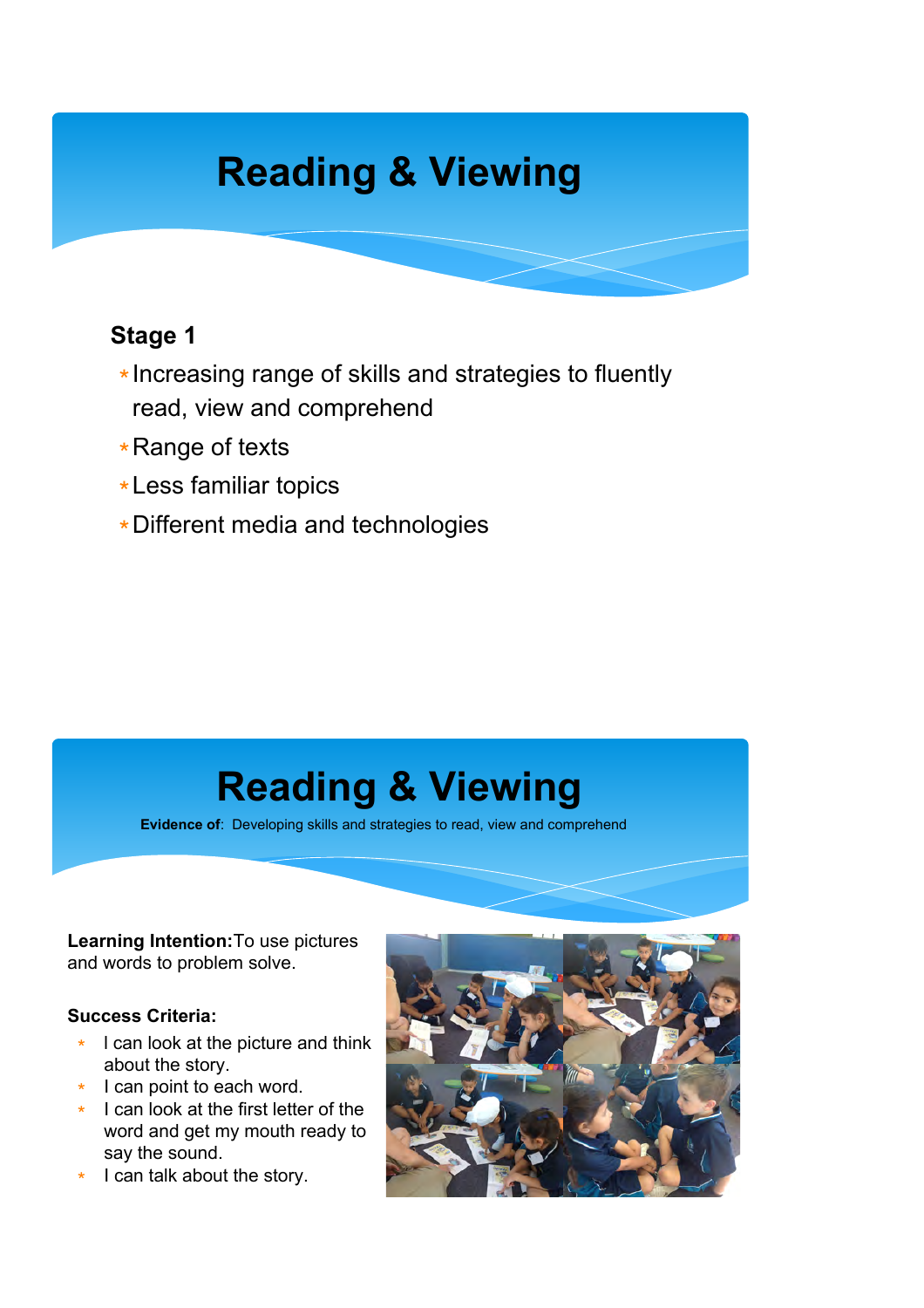# Reading & Viewing

**Stage 1**

* Increasing range of skills and strategies to fluently read, view and comprehend
* Range of texts
* Less familiar topics
* Different media and technologies

# Reading & Viewing

**Evidence of**: Developing skills and strategies to read, view and comprehend

**Learning Intention:** To use pictures and words to problem solve.

**Success Criteria:**

* I can look at the picture and think about the story.
* I can point to each word.
* I can look at the first letter of the word and get my mouth ready to say the sound.
* I can talk about the story.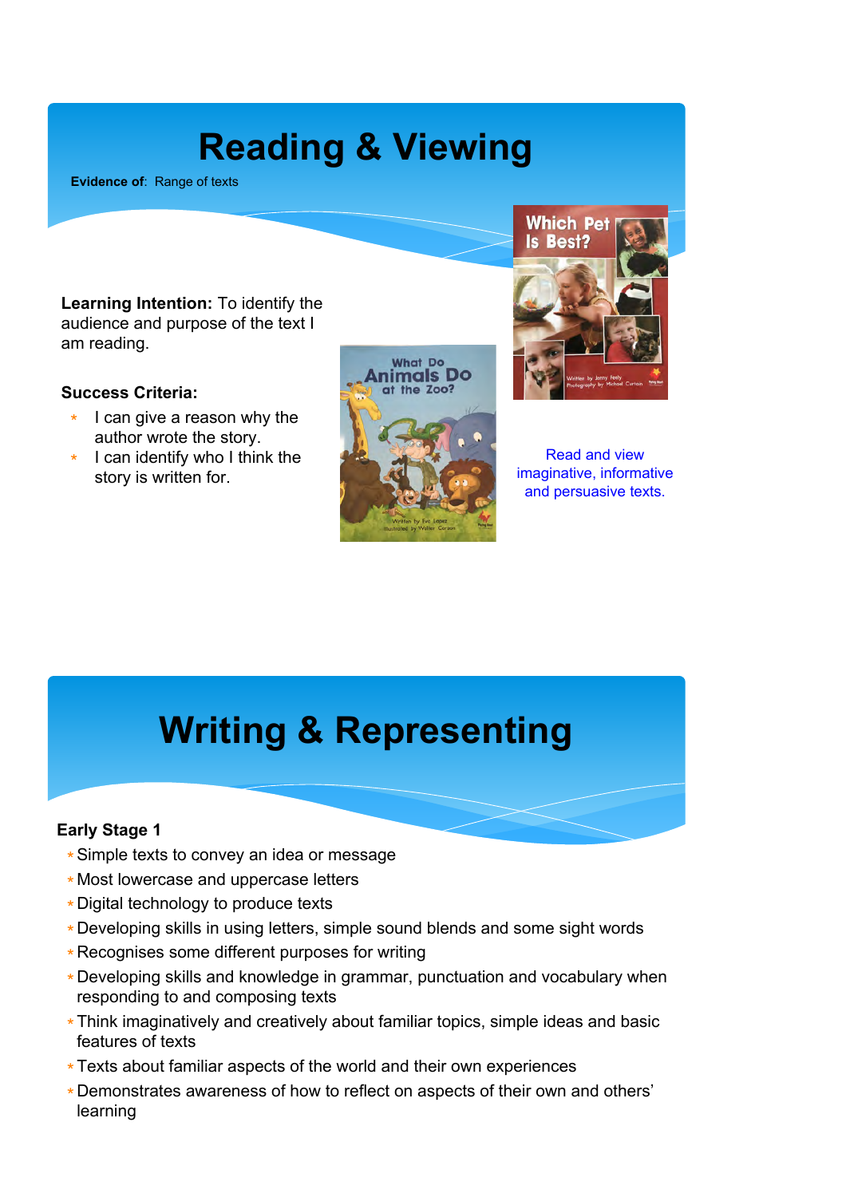# Reading & Viewing

**Evidence of**: Range of texts

**Learning Intention:** To identify the audience and purpose of the text I am reading.

**Success Criteria:**

- I can give a reason why the author wrote the story.
- I can identify who I think the story is written for.

Read and view imaginative, informative and persuasive texts.

# Writing & Representing

**Early Stage 1**

- Simple texts to convey an idea or message
- Most lowercase and uppercase letters
- Digital technology to produce texts
- Developing skills in using letters, simple sound blends and some sight words
- Recognises some different purposes for writing
- Developing skills and knowledge in grammar, punctuation and vocabulary when responding to and composing texts
- Think imaginatively and creatively about familiar topics, simple ideas and basic features of texts
- Texts about familiar aspects of the world and their own experiences
- Demonstrates awareness of how to reflect on aspects of their own and others' learning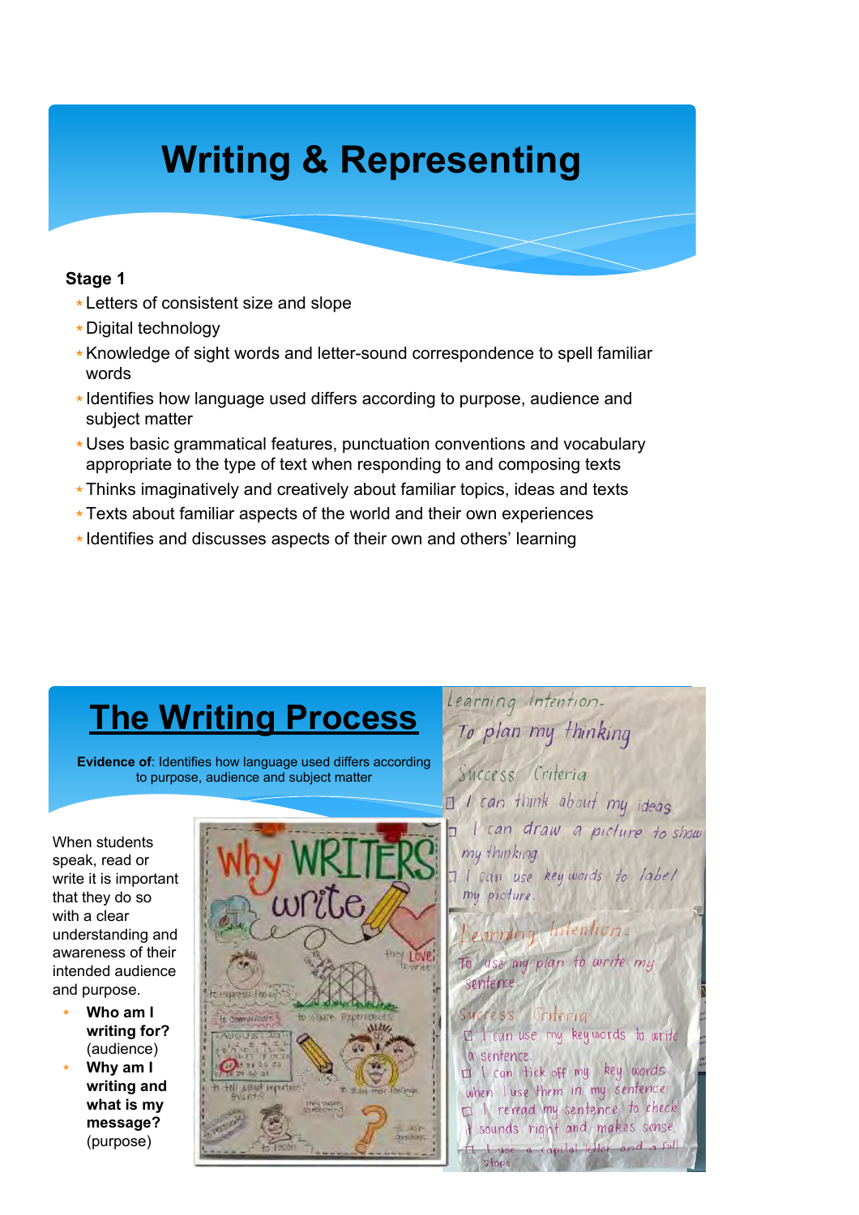# Writing & Representing

**Stage 1**

- Letters of consistent size and slope
- Digital technology
- Knowledge of sight words and letter-sound correspondence to spell familiar words
- Identifies how language used differs according to purpose, audience and subject matter
- Uses basic grammatical features, punctuation conventions and vocabulary appropriate to the type of text when responding to and composing texts
- Thinks imaginatively and creatively about familiar topics, ideas and texts
- Texts about familiar aspects of the world and their own experiences
- Identifies and discusses aspects of their own and others' learning

## The Writing Process

**Evidence of**: Identifies how language used differs according to purpose, audience and subject matter

When students speak, read or write it is important that they do so with a clear understanding and awareness of their intended audience and purpose.

- **Who am I writing for?** (audience)
- **Why am I writing and what is my message?** (purpose)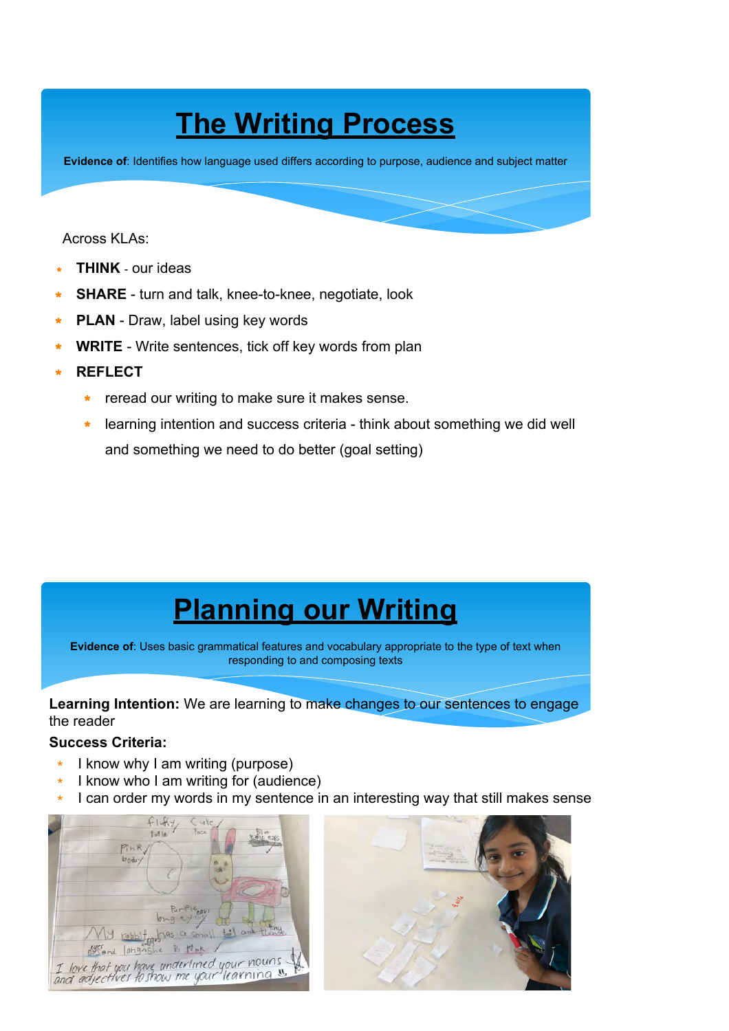# The Writing Process

**Evidence of**: Identifies how language used differs according to purpose, audience and subject matter

Across KLAs:

- **THINK** - our ideas
- **SHARE** - turn and talk, knee-to-knee, negotiate, look
- **PLAN** - Draw, label using key words
- **WRITE** - Write sentences, tick off key words from plan
- **REFLECT**
  - reread our writing to make sure it makes sense.
  - learning intention and success criteria - think about something we did well and something we need to do better (goal setting)

# Planning our Writing

**Evidence of**: Uses basic grammatical features and vocabulary appropriate to the type of text when responding to and composing texts

**Learning Intention:** We are learning to make changes to our sentences to engage the reader

**Success Criteria:**

- I know why I am writing (purpose)
- I know who I am writing for (audience)
- I can order my words in my sentence in an interesting way that still makes sense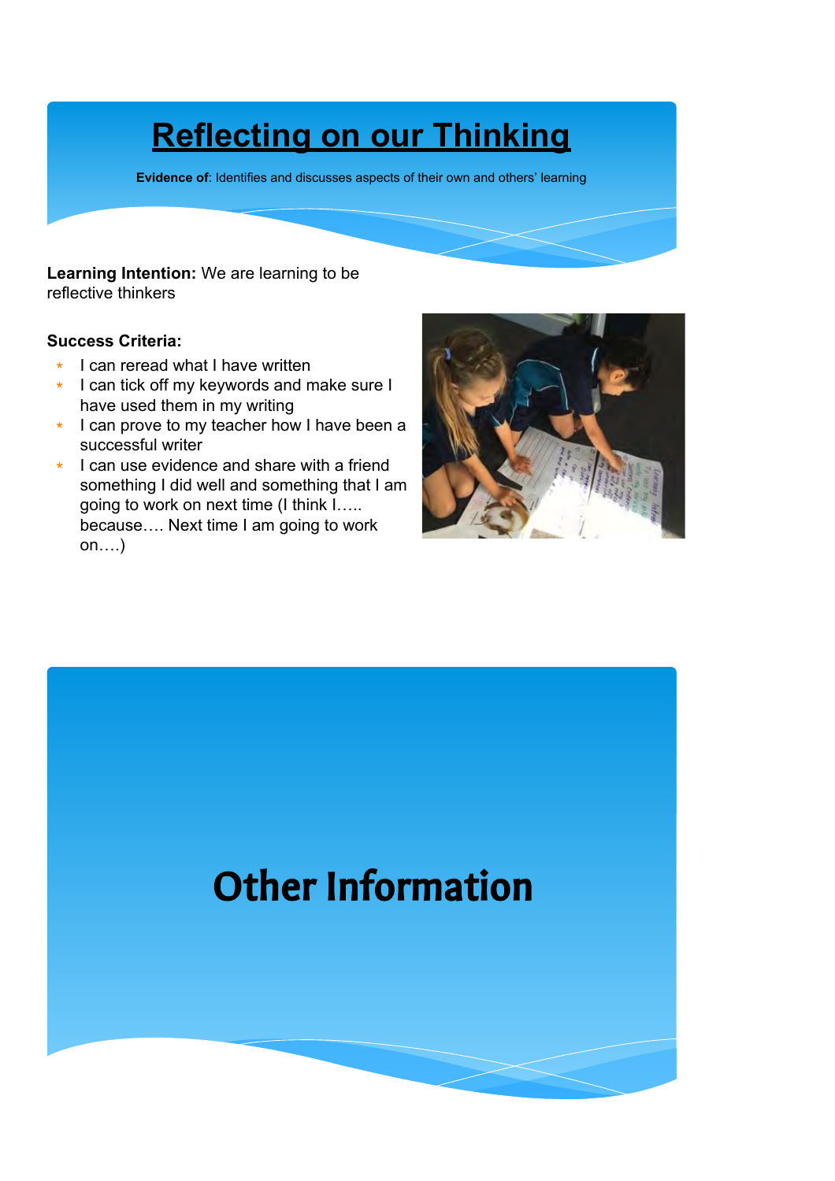# Reflecting on our Thinking

**Evidence of**: Identifies and discusses aspects of their own and others' learning

**Learning Intention:** We are learning to be reflective thinkers

**Success Criteria:**

- I can reread what I have written
- I can tick off my keywords and make sure I have used them in my writing
- I can prove to my teacher how I have been a successful writer
- I can use evidence and share with a friend something I did well and something that I am going to work on next time (I think I….. because…. Next time I am going to work on….)

# Other Information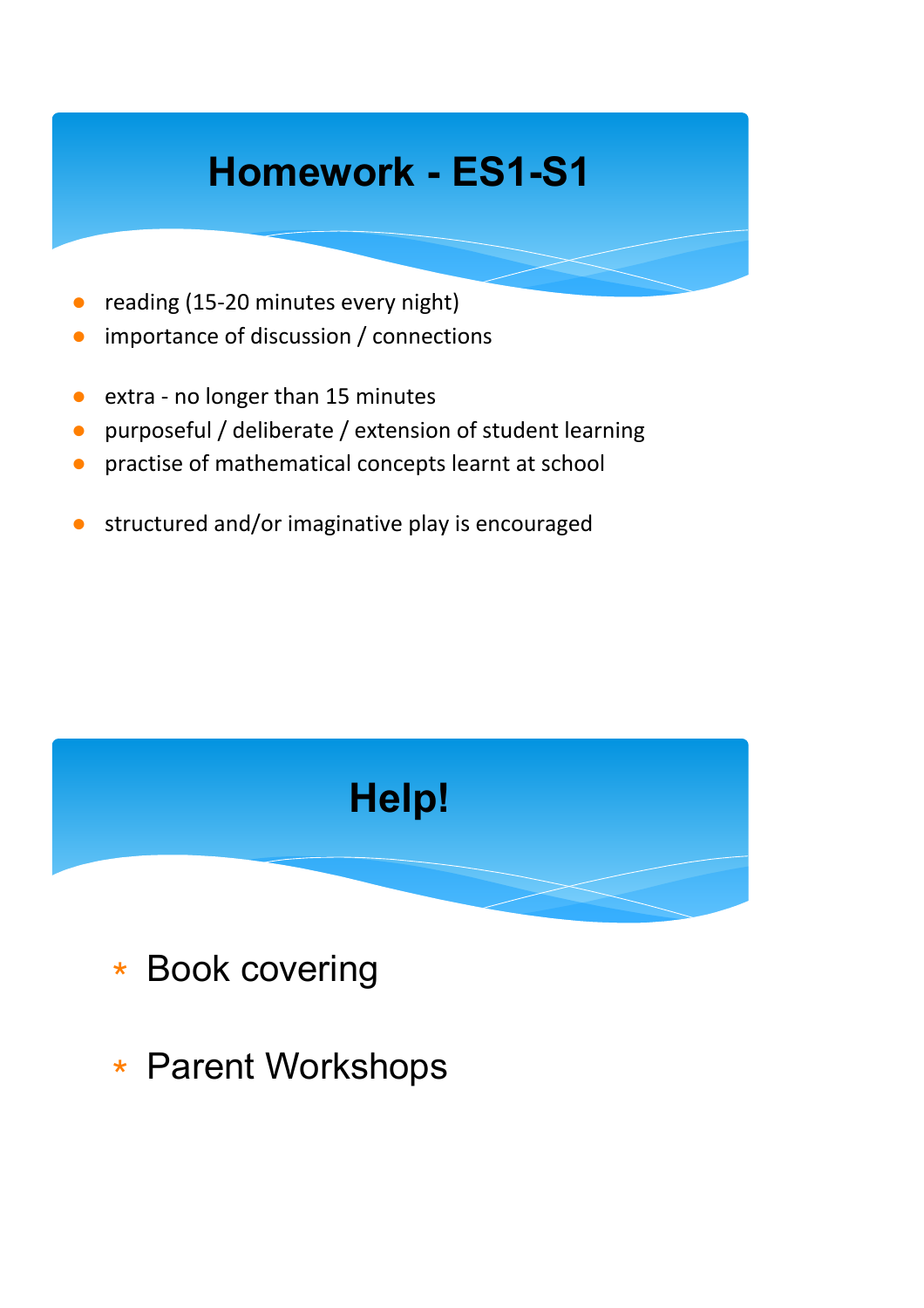# Homework - ES1-S1

- reading (15-20 minutes every night)
- importance of discussion / connections

- extra - no longer than 15 minutes
- purposeful / deliberate / extension of student learning
- practise of mathematical concepts learnt at school

- structured and/or imaginative play is encouraged

# Help!

- Book covering
- Parent Workshops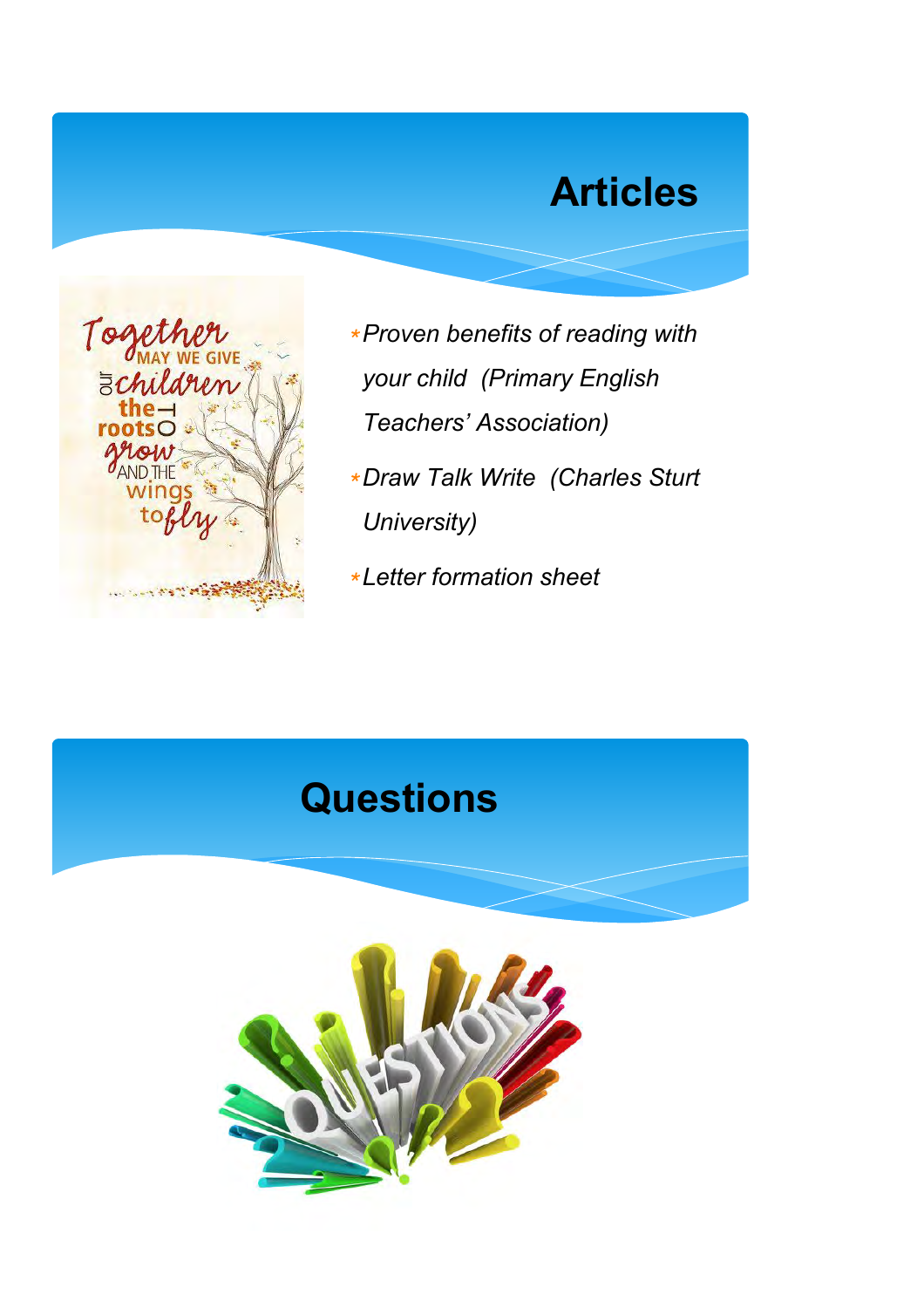# Articles

- *Proven benefits of reading with your child  (Primary English Teachers' Association)*
- *Draw Talk Write  (Charles Sturt University)*
- *Letter formation sheet*

# Questions